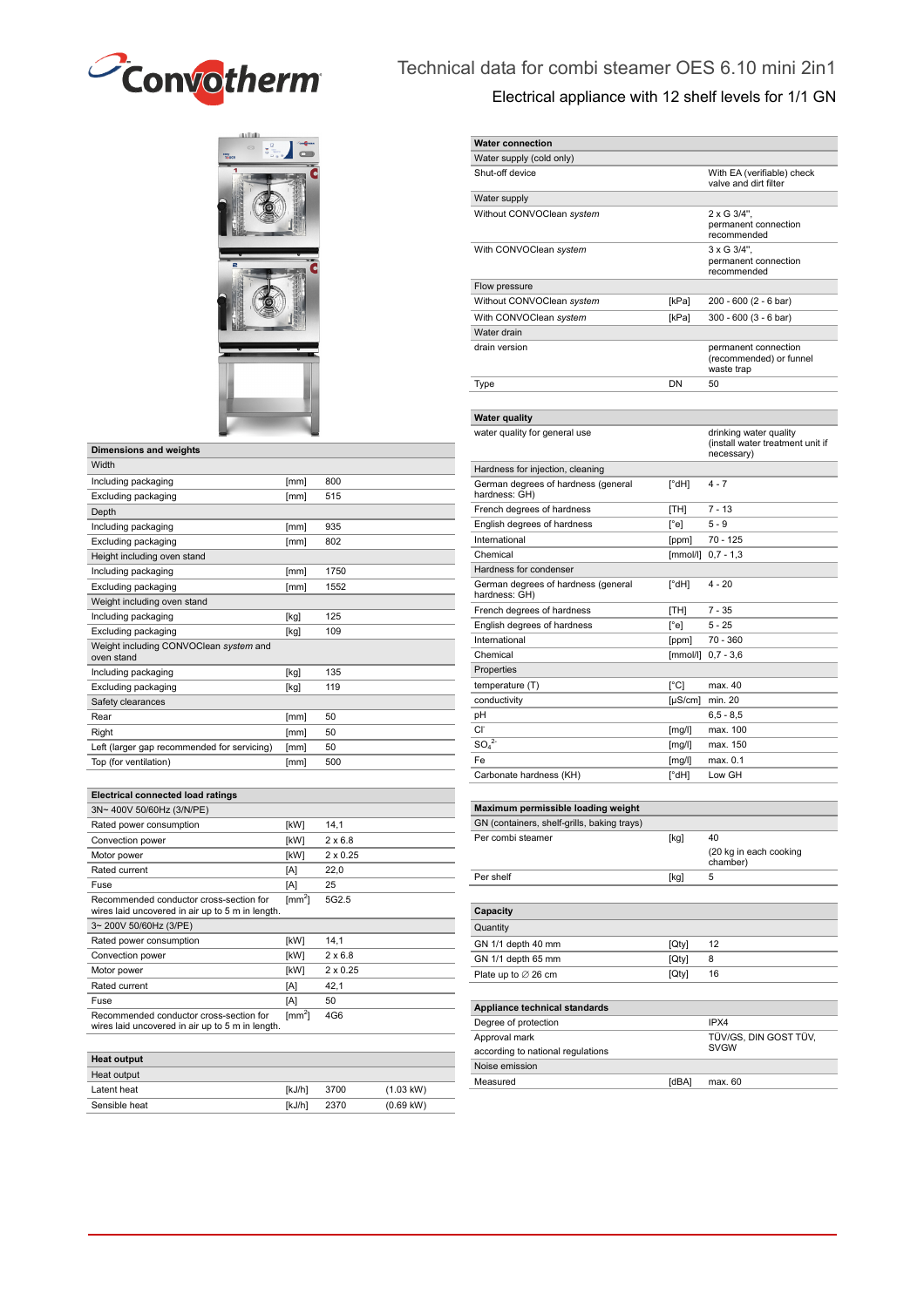# Technical data for combi steamer OES 6.10 mini 2in1

## Electrical appliance with 12 shelf levels for 1/1 GN

| **Dimensions and weights** | | |
|---|---|---|
| Width | | |
| Including packaging | [mm] | 800 |
| Excluding packaging | [mm] | 515 |
| Depth | | |
| Including packaging | [mm] | 935 |
| Excluding packaging | [mm] | 802 |
| Height including oven stand | | |
| Including packaging | [mm] | 1750 |
| Excluding packaging | [mm] | 1552 |
| Weight including oven stand | | |
| Including packaging | [kg] | 125 |
| Excluding packaging | [kg] | 109 |
| Weight including CONVOClean *system* and oven stand | | |
| Including packaging | [kg] | 135 |
| Excluding packaging | [kg] | 119 |
| Safety clearances | | |
| Rear | [mm] | 50 |
| Right | [mm] | 50 |
| Left (larger gap recommended for servicing) | [mm] | 50 |
| Top (for ventilation) | [mm] | 500 |

| **Electrical connected load ratings** | | |
|---|---|---|
| 3N~ 400V 50/60Hz (3/N/PE) | | |
| Rated power consumption | [kW] | 14,1 |
| Convection power | [kW] | 2 x 6.8 |
| Motor power | [kW] | 2 x 0.25 |
| Rated current | [A] | 22,0 |
| Fuse | [A] | 25 |
| Recommended conductor cross-section for wires laid uncovered in air up to 5 m in length. | [$mm^2$] | 5G2.5 |
| 3~ 200V 50/60Hz (3/PE) | | |
| Rated power consumption | [kW] | 14,1 |
| Convection power | [kW] | 2 x 6.8 |
| Motor power | [kW] | 2 x 0.25 |
| Rated current | [A] | 42,1 |
| Fuse | [A] | 50 |
| Recommended conductor cross-section for wires laid uncovered in air up to 5 m in length. | [$mm^2$] | 4G6 |

| **Heat output** | | | |
|---|---|---|---|
| Heat output | | | |
| Latent heat | [kJ/h] | 3700 | (1.03 kW) |
| Sensible heat | [kJ/h] | 2370 | (0.69 kW) |

| **Water connection** | | |
|---|---|---|
| Water supply (cold only) | | |
| Shut-off device | | With EA (verifiable) check valve and dirt filter |
| Water supply | | |
| Without CONVOClean *system* | | 2 x G 3/4", permanent connection recommended |
| With CONVOClean *system* | | 3 x G 3/4", permanent connection recommended |
| Flow pressure | | |
| Without CONVOClean *system* | [kPa] | 200 - 600 (2 - 6 bar) |
| With CONVOClean *system* | [kPa] | 300 - 600 (3 - 6 bar) |
| Water drain | | |
| drain version | | permanent connection (recommended) or funnel waste trap |
| Type | DN | 50 |

| **Water quality** | | |
|---|---|---|
| water quality for general use | | drinking water quality (install water treatment unit if necessary) |
| Hardness for injection, cleaning | | |
| German degrees of hardness (general hardness: GH) | [°dH] | 4 - 7 |
| French degrees of hardness | [TH] | 7 - 13 |
| English degrees of hardness | [°e] | 5 - 9 |
| International | [ppm] | 70 - 125 |
| Chemical | [mmol/l] | 0,7 - 1,3 |
| Hardness for condenser | | |
| German degrees of hardness (general hardness: GH) | [°dH] | 4 - 20 |
| French degrees of hardness | [TH] | 7 - 35 |
| English degrees of hardness | [°e] | 5 - 25 |
| International | [ppm] | 70 - 360 |
| Chemical | [mmol/l] | 0,7 - 3,6 |
| Properties | | |
| temperature (T) | [°C] | max. 40 |
| conductivity | [µS/cm] | min. 20 |
| pH | | 6,5 - 8,5 |
| $Cl^-$ | [mg/l] | max. 100 |
| $SO_4^{2-}$ | [mg/l] | max. 150 |
| Fe | [mg/l] | max. 0.1 |
| Carbonate hardness (KH) | [°dH] | Low GH |

| **Maximum permissible loading weight** | | |
|---|---|---|
| GN (containers, shelf-grills, baking trays) | | |
| Per combi steamer | [kg] | 40<br>(20 kg in each cooking chamber) |
| Per shelf | [kg] | 5 |

| **Capacity** | | |
|---|---|---|
| Quantity | | |
| GN 1/1 depth 40 mm | [Qty] | 12 |
| GN 1/1 depth 65 mm | [Qty] | 8 |
| Plate up to ∅ 26 cm | [Qty] | 16 |

| **Appliance technical standards** | | |
|---|---|---|
| Degree of protection | | IPX4 |
| Approval mark<br>according to national regulations | | TÜV/GS, DIN GOST TÜV, SVGW |
| Noise emission | | |
| Measured | [dBA] | max. 60 |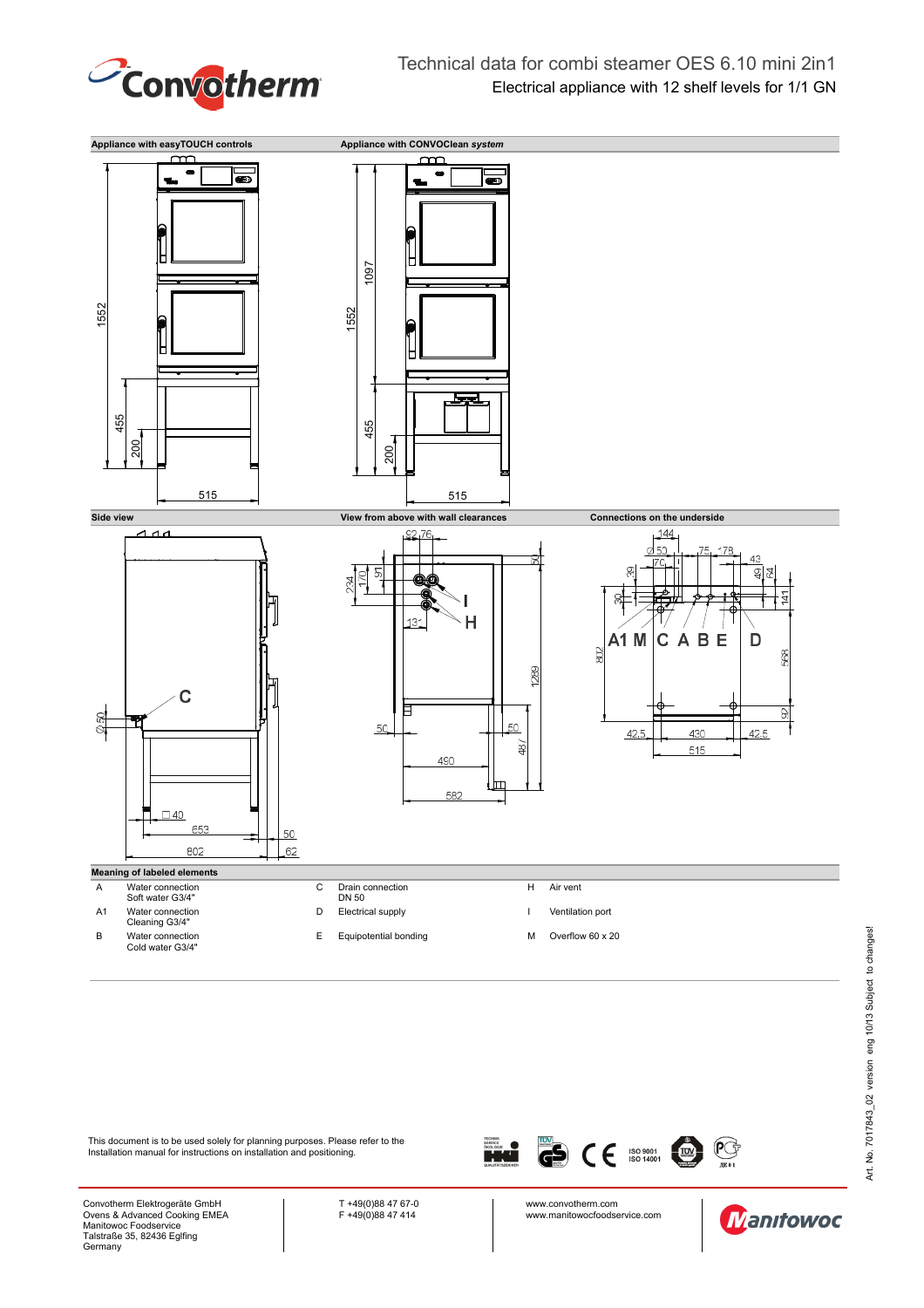# Technical data for combi steamer OES 6.10 mini 2in1

Electrical appliance with 12 shelf levels for 1/1 GN

**Appliance with easyTOUCH controls**

1552
455
200
515

**Appliance with CONVOClean *system***

1097
1552
455
200
515

**Side view**

C
Ø 50
□ 40
653
802
50
62

**View from above with wall clearances**

52 76
234
170
91
50
I
H
131
1289
50
50
481
490
582

**Connections on the underside**

144
Ø 50
75
178
70
43
39
49
64
30
141
A1 M C A B E D
802
568
92
42,5
430
42,5
515

**Meaning of labeled elements**

| | | | | | |
|---|---|---|---|---|---|
| A | Water connection<br>Soft water G3/4" | C | Drain connection<br>DN 50 | H | Air vent |
| A1 | Water connection<br>Cleaning G3/4" | D | Electrical supply | I | Ventilation port |
| B | Water connection<br>Cold water G3/4" | E | Equipotential bonding | M | Overflow 60 x 20 |

This document is to be used solely for planning purposes. Please refer to the Installation manual for instructions on installation and positioning.

Art. No. 7017843_02 version eng 10/13 Subject to changes!

Convotherm Elektrogeräte GmbH
Ovens & Advanced Cooking EMEA
Manitowoc Foodservice
Talstraße 35, 82436 Eglfing
Germany

T +49(0)88 47 67-0
F +49(0)88 47 414

www.convotherm.com
www.manitowocfoodservice.com